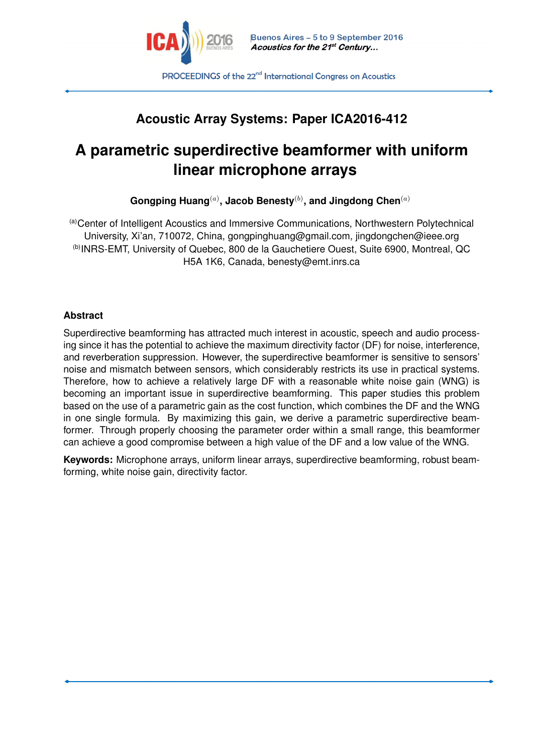Acoustic Array Systems: Paper ICA2016-412

# A parametric superdirective beamformer with uniform linear microphone arrays

**Gongping Huang[a], Jacob Benesty[b], and Jingdong Chen[a]**

[a]Center of Intelligent Acoustics and Immersive Communications, Northwestern Polytechnical University, Xi'an, 710072, China, gongpinghuang@gmail.com, jingdongchen@ieee.org
[b]INRS-EMT, University of Quebec, 800 de la Gauchetiere Ouest, Suite 6900, Montreal, QC H5A 1K6, Canada, benesty@emt.inrs.ca

## Abstract

Superdirective beamforming has attracted much interest in acoustic, speech and audio processing since it has the potential to achieve the maximum directivity factor (DF) for noise, interference, and reverberation suppression. However, the superdirective beamformer is sensitive to sensors' noise and mismatch between sensors, which considerably restricts its use in practical systems. Therefore, how to achieve a relatively large DF with a reasonable white noise gain (WNG) is becoming an important issue in superdirective beamforming. This paper studies this problem based on the use of a parametric gain as the cost function, which combines the DF and the WNG in one single formula. By maximizing this gain, we derive a parametric superdirective beamformer. Through properly choosing the parameter order within a small range, this beamformer can achieve a good compromise between a high value of the DF and a low value of the WNG.

**Keywords:** Microphone arrays, uniform linear arrays, superdirective beamforming, robust beamforming, white noise gain, directivity factor.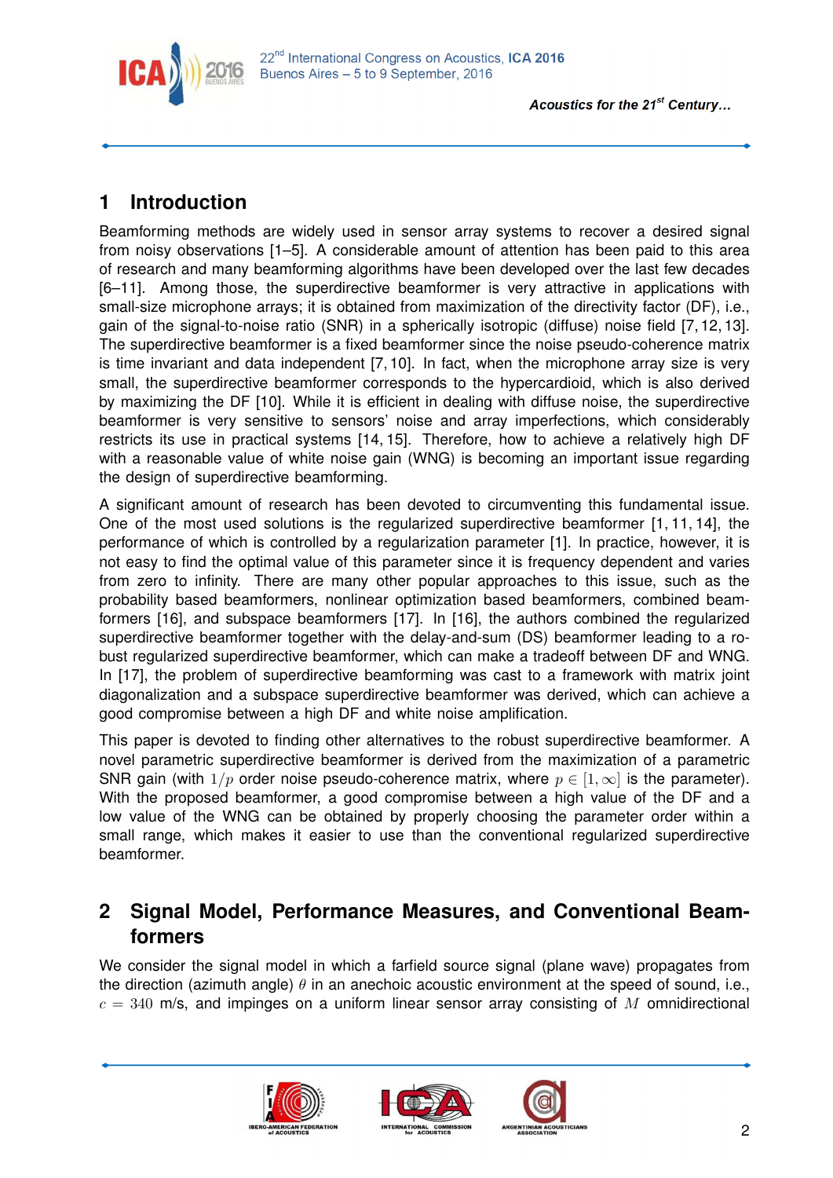# 1 Introduction

Beamforming methods are widely used in sensor array systems to recover a desired signal from noisy observations [1–5]. A considerable amount of attention has been paid to this area of research and many beamforming algorithms have been developed over the last few decades [6–11]. Among those, the superdirective beamformer is very attractive in applications with small-size microphone arrays; it is obtained from maximization of the directivity factor (DF), i.e., gain of the signal-to-noise ratio (SNR) in a spherically isotropic (diffuse) noise field [7, 12, 13]. The superdirective beamformer is a fixed beamformer since the noise pseudo-coherence matrix is time invariant and data independent [7, 10]. In fact, when the microphone array size is very small, the superdirective beamformer corresponds to the hypercardioid, which is also derived by maximizing the DF [10]. While it is efficient in dealing with diffuse noise, the superdirective beamformer is very sensitive to sensors' noise and array imperfections, which considerably restricts its use in practical systems [14, 15]. Therefore, how to achieve a relatively high DF with a reasonable value of white noise gain (WNG) is becoming an important issue regarding the design of superdirective beamforming.

A significant amount of research has been devoted to circumventing this fundamental issue. One of the most used solutions is the regularized superdirective beamformer [1, 11, 14], the performance of which is controlled by a regularization parameter [1]. In practice, however, it is not easy to find the optimal value of this parameter since it is frequency dependent and varies from zero to infinity. There are many other popular approaches to this issue, such as the probability based beamformers, nonlinear optimization based beamformers, combined beamformers [16], and subspace beamformers [17]. In [16], the authors combined the regularized superdirective beamformer together with the delay-and-sum (DS) beamformer leading to a robust regularized superdirective beamformer, which can make a tradeoff between DF and WNG. In [17], the problem of superdirective beamforming was cast to a framework with matrix joint diagonalization and a subspace superdirective beamformer was derived, which can achieve a good compromise between a high DF and white noise amplification.

This paper is devoted to finding other alternatives to the robust superdirective beamformer. A novel parametric superdirective beamformer is derived from the maximization of a parametric SNR gain (with $1/p$ order noise pseudo-coherence matrix, where $p \in [1, \infty]$ is the parameter). With the proposed beamformer, a good compromise between a high value of the DF and a low value of the WNG can be obtained by properly choosing the parameter order within a small range, which makes it easier to use than the conventional regularized superdirective beamformer.

# 2 Signal Model, Performance Measures, and Conventional Beamformers

We consider the signal model in which a farfield source signal (plane wave) propagates from the direction (azimuth angle) $\theta$ in an anechoic acoustic environment at the speed of sound, i.e., $c = 340$ m/s, and impinges on a uniform linear sensor array consisting of $M$ omnidirectional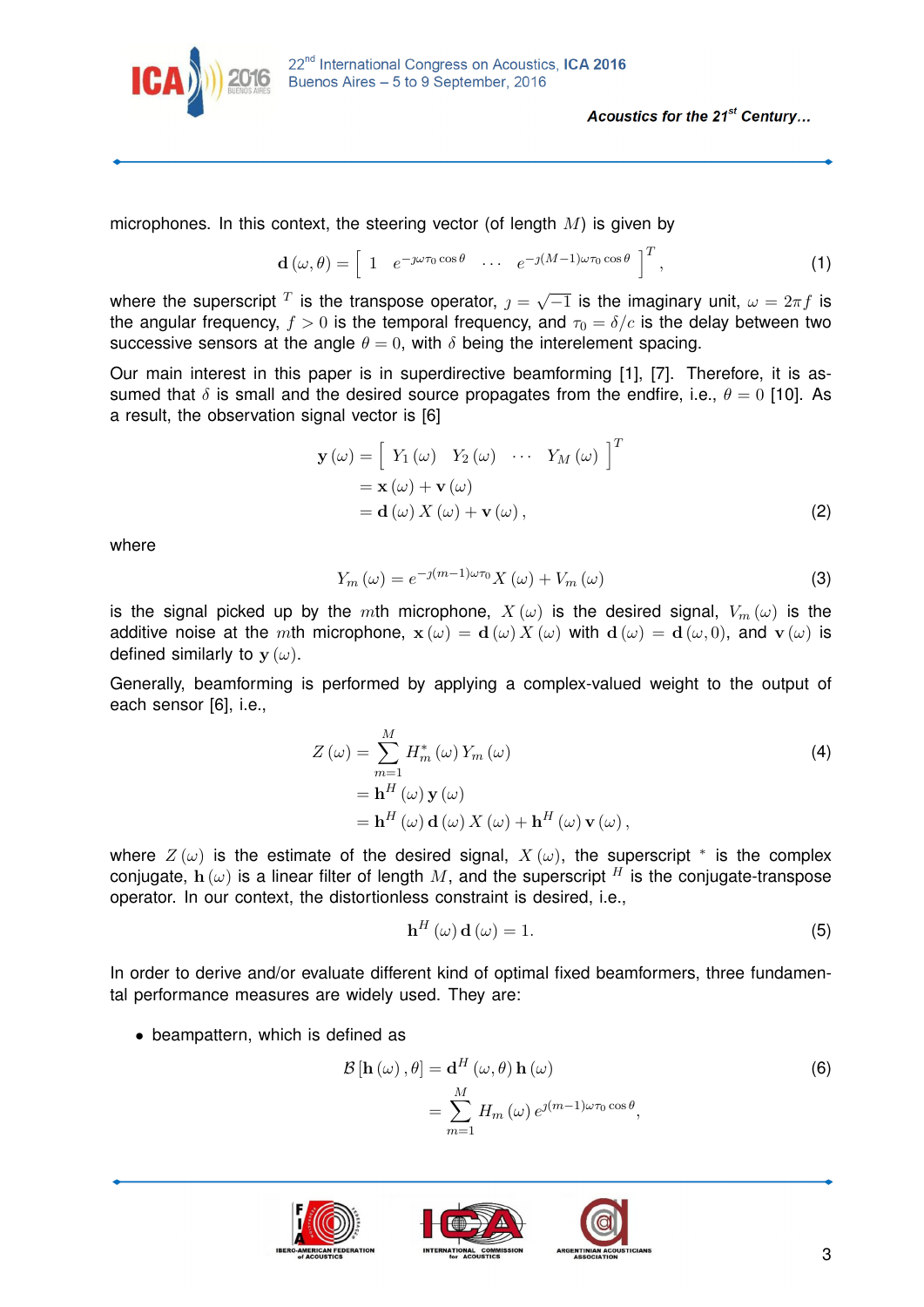microphones. In this context, the steering vector (of length $M$) is given by

$$\mathbf{d}(\omega, \theta) = \begin{bmatrix} 1 & e^{-\jmath\omega\tau_0 \cos\theta} & \cdots & e^{-\jmath(M-1)\omega\tau_0 \cos\theta} \end{bmatrix}^T, \tag{1}$$

where the superscript $^T$ is the transpose operator, $\jmath = \sqrt{-1}$ is the imaginary unit, $\omega = 2\pi f$ is the angular frequency, $f > 0$ is the temporal frequency, and $\tau_0 = \delta/c$ is the delay between two successive sensors at the angle $\theta = 0$, with $\delta$ being the interelement spacing.

Our main interest in this paper is in superdirective beamforming [1], [7]. Therefore, it is assumed that $\delta$ is small and the desired source propagates from the endfire, i.e., $\theta = 0$ [10]. As a result, the observation signal vector is [6]

$$\begin{aligned} \mathbf{y}(\omega) &= \begin{bmatrix} Y_1(\omega) & Y_2(\omega) & \cdots & Y_M(\omega) \end{bmatrix}^T \\ &= \mathbf{x}(\omega) + \mathbf{v}(\omega) \\ &= \mathbf{d}(\omega) X(\omega) + \mathbf{v}(\omega), \end{aligned} \tag{2}$$

where

$$Y_m(\omega) = e^{-\jmath(m-1)\omega\tau_0} X(\omega) + V_m(\omega) \tag{3}$$

is the signal picked up by the $m$th microphone, $X(\omega)$ is the desired signal, $V_m(\omega)$ is the additive noise at the $m$th microphone, $\mathbf{x}(\omega) = \mathbf{d}(\omega) X(\omega)$ with $\mathbf{d}(\omega) = \mathbf{d}(\omega, 0)$, and $\mathbf{v}(\omega)$ is defined similarly to $\mathbf{y}(\omega)$.

Generally, beamforming is performed by applying a complex-valued weight to the output of each sensor [6], i.e.,

$$\begin{aligned} Z(\omega) &= \sum_{m=1}^{M} H_m^*(\omega) Y_m(\omega) \\ &= \mathbf{h}^H(\omega) \mathbf{y}(\omega) \\ &= \mathbf{h}^H(\omega) \mathbf{d}(\omega) X(\omega) + \mathbf{h}^H(\omega) \mathbf{v}(\omega), \end{aligned} \tag{4}$$

where $Z(\omega)$ is the estimate of the desired signal, $X(\omega)$, the superscript $^*$ is the complex conjugate, $\mathbf{h}(\omega)$ is a linear filter of length $M$, and the superscript $^H$ is the conjugate-transpose operator. In our context, the distortionless constraint is desired, i.e.,

$$\mathbf{h}^H(\omega) \mathbf{d}(\omega) = 1. \tag{5}$$

In order to derive and/or evaluate different kind of optimal fixed beamformers, three fundamental performance measures are widely used. They are:

- beampattern, which is defined as

$$\begin{aligned} \mathcal{B}[\mathbf{h}(\omega), \theta] &= \mathbf{d}^H(\omega, \theta) \mathbf{h}(\omega) \\ &= \sum_{m=1}^{M} H_m(\omega) e^{\jmath(m-1)\omega\tau_0 \cos\theta}, \end{aligned} \tag{6}$$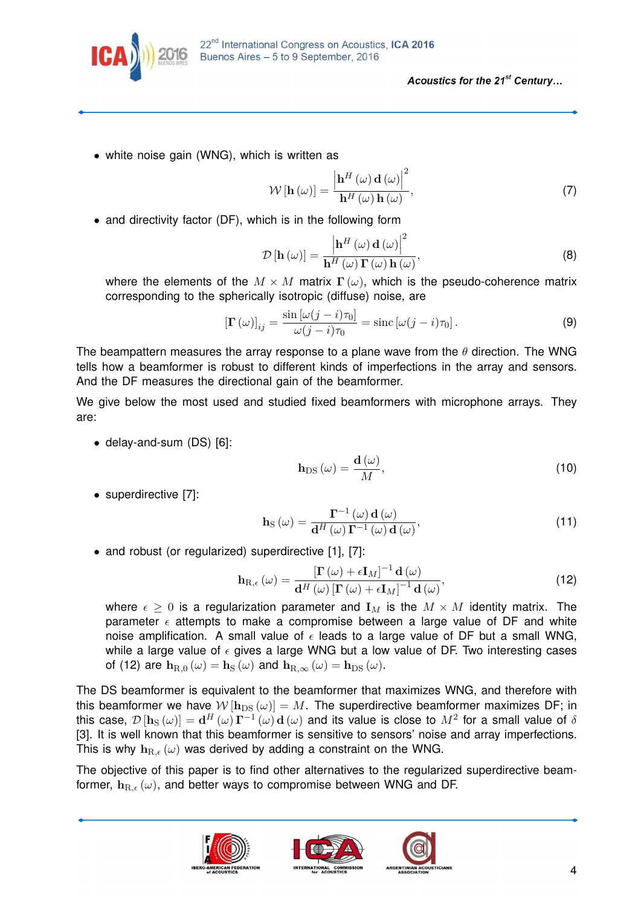- white noise gain (WNG), which is written as

$$\mathcal{W}\left[\mathbf{h}\left(\omega\right)\right]=\frac{\left|\mathbf{h}^{H}\left(\omega\right)\mathbf{d}\left(\omega\right)\right|^{2}}{\mathbf{h}^{H}\left(\omega\right)\mathbf{h}\left(\omega\right)},\tag{7}$$

- and directivity factor (DF), which is in the following form

$$\mathcal{D}\left[\mathbf{h}\left(\omega\right)\right]=\frac{\left|\mathbf{h}^{H}\left(\omega\right)\mathbf{d}\left(\omega\right)\right|^{2}}{\mathbf{h}^{H}\left(\omega\right)\mathbf{\Gamma}\left(\omega\right)\mathbf{h}\left(\omega\right)},\tag{8}$$

  where the elements of the $M \times M$ matrix $\mathbf{\Gamma}(\omega)$, which is the pseudo-coherence matrix corresponding to the spherically isotropic (diffuse) noise, are

$$\left[\mathbf{\Gamma}\left(\omega\right)\right]_{ij}=\frac{\sin\left[\omega(j-i)\tau_{0}\right]}{\omega(j-i)\tau_{0}}=\mathrm{sinc}\left[\omega(j-i)\tau_{0}\right].\tag{9}$$

The beampattern measures the array response to a plane wave from the $\theta$ direction. The WNG tells how a beamformer is robust to different kinds of imperfections in the array and sensors. And the DF measures the directional gain of the beamformer.

We give below the most used and studied fixed beamformers with microphone arrays. They are:

- delay-and-sum (DS) [6]:

$$\mathbf{h}_{\mathrm{DS}}\left(\omega\right)=\frac{\mathbf{d}\left(\omega\right)}{M},\tag{10}$$

- superdirective [7]:

$$\mathbf{h}_{\mathrm{S}}\left(\omega\right)=\frac{\mathbf{\Gamma}^{-1}\left(\omega\right)\mathbf{d}\left(\omega\right)}{\mathbf{d}^{H}\left(\omega\right)\mathbf{\Gamma}^{-1}\left(\omega\right)\mathbf{d}\left(\omega\right)},\tag{11}$$

- and robust (or regularized) superdirective [1], [7]:

$$\mathbf{h}_{\mathrm{R},\epsilon}\left(\omega\right)=\frac{\left[\mathbf{\Gamma}\left(\omega\right)+\epsilon\mathbf{I}_{M}\right]^{-1}\mathbf{d}\left(\omega\right)}{\mathbf{d}^{H}\left(\omega\right)\left[\mathbf{\Gamma}\left(\omega\right)+\epsilon\mathbf{I}_{M}\right]^{-1}\mathbf{d}\left(\omega\right)},\tag{12}$$

  where $\epsilon \geq 0$ is a regularization parameter and $\mathbf{I}_M$ is the $M \times M$ identity matrix. The parameter $\epsilon$ attempts to make a compromise between a large value of DF and white noise amplification. A small value of $\epsilon$ leads to a large value of DF but a small WNG, while a large value of $\epsilon$ gives a large WNG but a low value of DF. Two interesting cases of (12) are $\mathbf{h}_{\mathrm{R},0}(\omega) = \mathbf{h}_{\mathrm{S}}(\omega)$ and $\mathbf{h}_{\mathrm{R},\infty}(\omega) = \mathbf{h}_{\mathrm{DS}}(\omega)$.

The DS beamformer is equivalent to the beamformer that maximizes WNG, and therefore with this beamformer we have $\mathcal{W}[\mathbf{h}_{\mathrm{DS}}(\omega)] = M$. The superdirective beamformer maximizes DF; in this case, $\mathcal{D}[\mathbf{h}_{\mathrm{S}}(\omega)] = \mathbf{d}^H(\omega)\mathbf{\Gamma}^{-1}(\omega)\mathbf{d}(\omega)$ and its value is close to $M^2$ for a small value of $\delta$ [3]. It is well known that this beamformer is sensitive to sensors' noise and array imperfections. This is why $\mathbf{h}_{\mathrm{R},\epsilon}(\omega)$ was derived by adding a constraint on the WNG.

The objective of this paper is to find other alternatives to the regularized superdirective beamformer, $\mathbf{h}_{\mathrm{R},\epsilon}(\omega)$, and better ways to compromise between WNG and DF.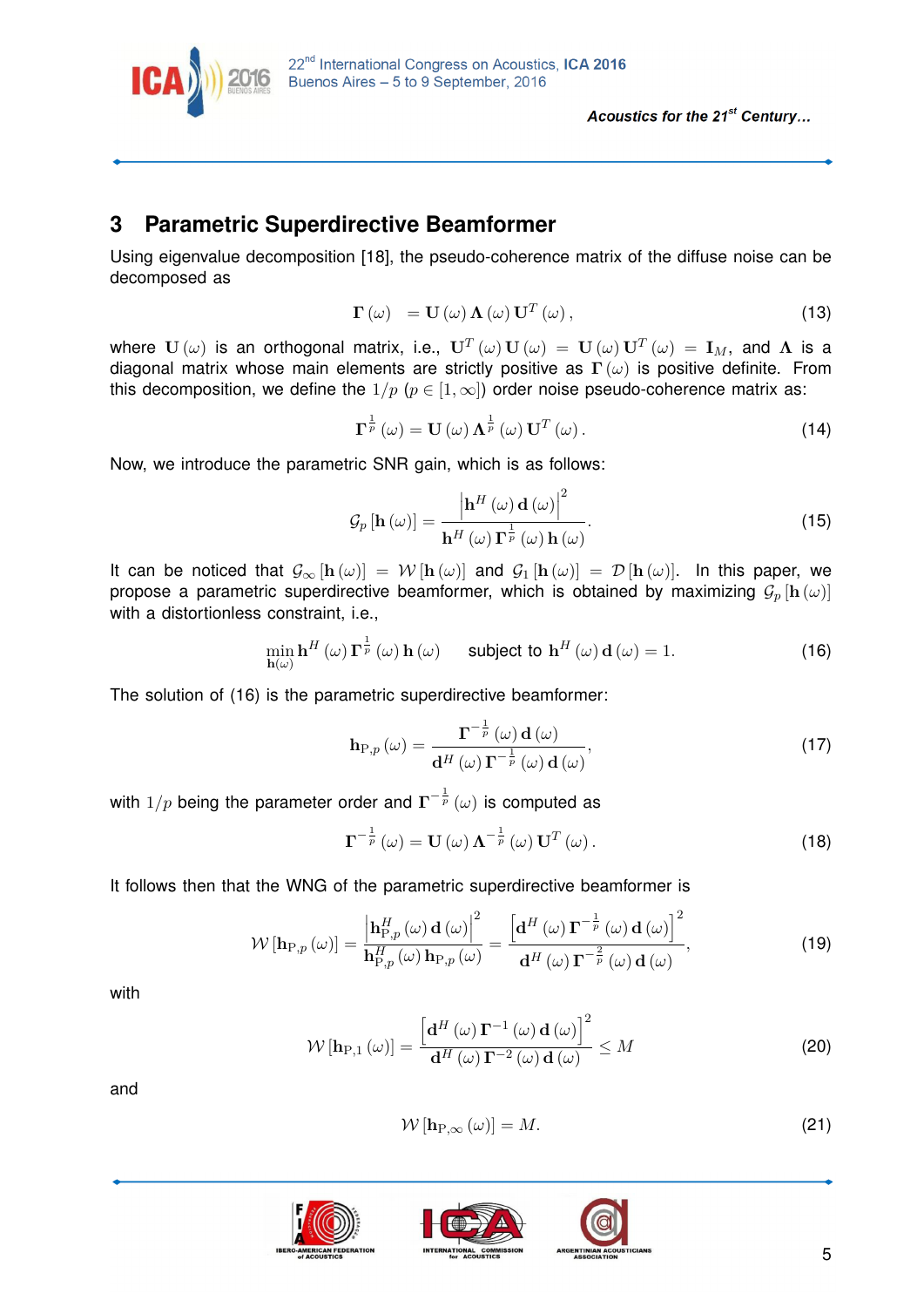## 3 Parametric Superdirective Beamformer

Using eigenvalue decomposition [18], the pseudo-coherence matrix of the diffuse noise can be decomposed as

$$\mathbf{\Gamma}(\omega) \quad = \mathbf{U}(\omega)\,\mathbf{\Lambda}(\omega)\,\mathbf{U}^T(\omega)\,, \tag{13}$$

where $\mathbf{U}(\omega)$ is an orthogonal matrix, i.e., $\mathbf{U}^T(\omega)\,\mathbf{U}(\omega) = \mathbf{U}(\omega)\,\mathbf{U}^T(\omega) = \mathbf{I}_M$, and $\mathbf{\Lambda}$ is a diagonal matrix whose main elements are strictly positive as $\mathbf{\Gamma}(\omega)$ is positive definite. From this decomposition, we define the $1/p$ ($p \in [1, \infty]$) order noise pseudo-coherence matrix as:

$$\mathbf{\Gamma}^{\frac{1}{p}}(\omega) = \mathbf{U}(\omega)\,\mathbf{\Lambda}^{\frac{1}{p}}(\omega)\,\mathbf{U}^T(\omega)\,. \tag{14}$$

Now, we introduce the parametric SNR gain, which is as follows:

$$\mathcal{G}_p\left[\mathbf{h}(\omega)\right] = \frac{\left|\mathbf{h}^H(\omega)\,\mathbf{d}(\omega)\right|^2}{\mathbf{h}^H(\omega)\,\mathbf{\Gamma}^{\frac{1}{p}}(\omega)\,\mathbf{h}(\omega)}. \tag{15}$$

It can be noticed that $\mathcal{G}_\infty\left[\mathbf{h}(\omega)\right] = \mathcal{W}\left[\mathbf{h}(\omega)\right]$ and $\mathcal{G}_1\left[\mathbf{h}(\omega)\right] = \mathcal{D}\left[\mathbf{h}(\omega)\right]$. In this paper, we propose a parametric superdirective beamformer, which is obtained by maximizing $\mathcal{G}_p\left[\mathbf{h}(\omega)\right]$ with a distortionless constraint, i.e.,

$$\min_{\mathbf{h}(\omega)} \mathbf{h}^H(\omega)\,\mathbf{\Gamma}^{\frac{1}{p}}(\omega)\,\mathbf{h}(\omega) \quad \text{subject to } \mathbf{h}^H(\omega)\,\mathbf{d}(\omega) = 1. \tag{16}$$

The solution of (16) is the parametric superdirective beamformer:

$$\mathbf{h}_{\mathrm{P},p}(\omega) = \frac{\mathbf{\Gamma}^{-\frac{1}{p}}(\omega)\,\mathbf{d}(\omega)}{\mathbf{d}^H(\omega)\,\mathbf{\Gamma}^{-\frac{1}{p}}(\omega)\,\mathbf{d}(\omega)}, \tag{17}$$

with $1/p$ being the parameter order and $\mathbf{\Gamma}^{-\frac{1}{p}}(\omega)$ is computed as

$$\mathbf{\Gamma}^{-\frac{1}{p}}(\omega) = \mathbf{U}(\omega)\,\mathbf{\Lambda}^{-\frac{1}{p}}(\omega)\,\mathbf{U}^T(\omega)\,. \tag{18}$$

It follows then that the WNG of the parametric superdirective beamformer is

$$\mathcal{W}\left[\mathbf{h}_{\mathrm{P},p}(\omega)\right] = \frac{\left|\mathbf{h}_{\mathrm{P},p}^H(\omega)\,\mathbf{d}(\omega)\right|^2}{\mathbf{h}_{\mathrm{P},p}^H(\omega)\,\mathbf{h}_{\mathrm{P},p}(\omega)} = \frac{\left[\mathbf{d}^H(\omega)\,\mathbf{\Gamma}^{-\frac{1}{p}}(\omega)\,\mathbf{d}(\omega)\right]^2}{\mathbf{d}^H(\omega)\,\mathbf{\Gamma}^{-\frac{2}{p}}(\omega)\,\mathbf{d}(\omega)}, \tag{19}$$

with

$$\mathcal{W}\left[\mathbf{h}_{\mathrm{P},1}(\omega)\right] = \frac{\left[\mathbf{d}^H(\omega)\,\mathbf{\Gamma}^{-1}(\omega)\,\mathbf{d}(\omega)\right]^2}{\mathbf{d}^H(\omega)\,\mathbf{\Gamma}^{-2}(\omega)\,\mathbf{d}(\omega)} \leq M \tag{20}$$

and

$$\mathcal{W}\left[\mathbf{h}_{\mathrm{P},\infty}(\omega)\right] = M. \tag{21}$$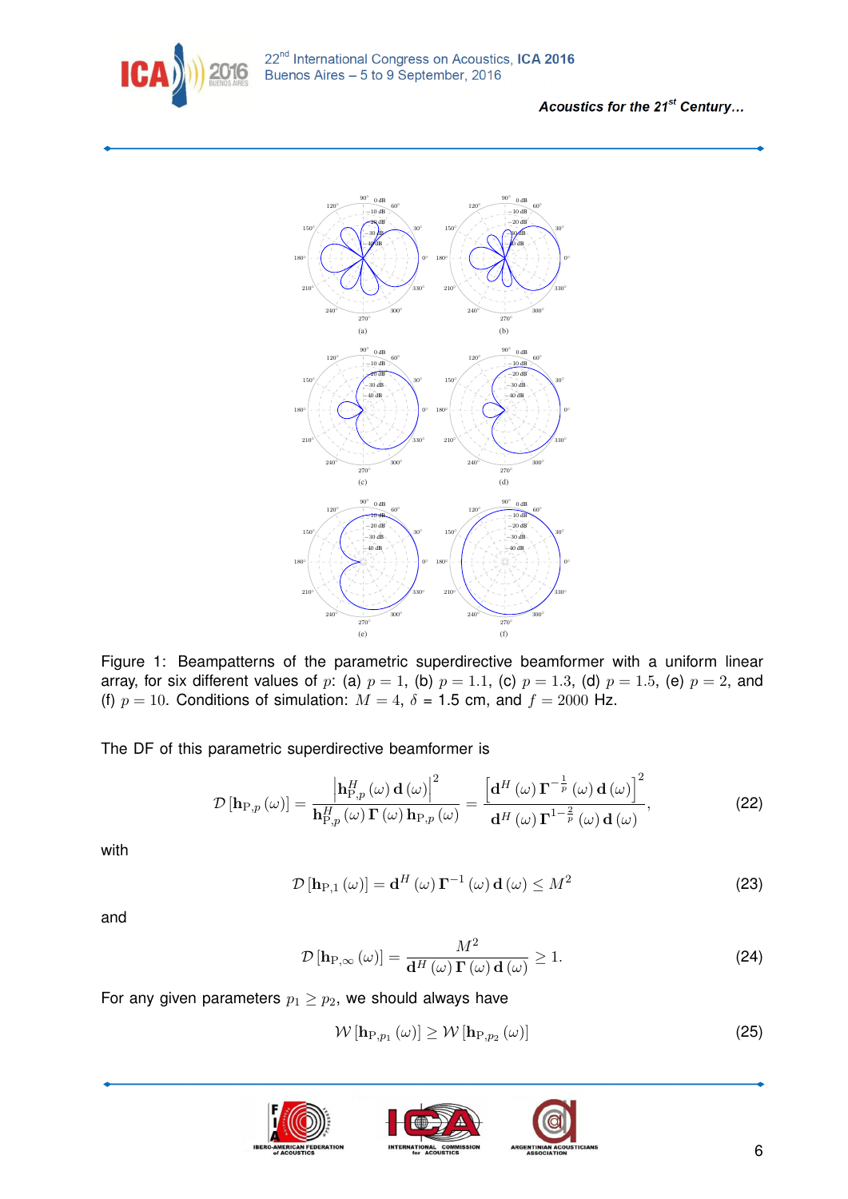Figure 1: Beampatterns of the parametric superdirective beamformer with a uniform linear array, for six different values of $p$: (a) $p = 1$, (b) $p = 1.1$, (c) $p = 1.3$, (d) $p = 1.5$, (e) $p = 2$, and (f) $p = 10$. Conditions of simulation: $M = 4$, $\delta$ = 1.5 cm, and $f = 2000$ Hz.

The DF of this parametric superdirective beamformer is

$$\mathcal{D}\left[\mathbf{h}_{\mathrm{P},p}(\omega)\right] = \frac{\left|\mathbf{h}_{\mathrm{P},p}^{H}(\omega)\,\mathbf{d}(\omega)\right|^{2}}{\mathbf{h}_{\mathrm{P},p}^{H}(\omega)\,\boldsymbol{\Gamma}(\omega)\,\mathbf{h}_{\mathrm{P},p}(\omega)} = \frac{\left[\mathbf{d}^{H}(\omega)\,\boldsymbol{\Gamma}^{-\frac{1}{p}}(\omega)\,\mathbf{d}(\omega)\right]^{2}}{\mathbf{d}^{H}(\omega)\,\boldsymbol{\Gamma}^{1-\frac{2}{p}}(\omega)\,\mathbf{d}(\omega)}, \tag{22}$$

with

$$\mathcal{D}\left[\mathbf{h}_{\mathrm{P},1}(\omega)\right] = \mathbf{d}^{H}(\omega)\,\boldsymbol{\Gamma}^{-1}(\omega)\,\mathbf{d}(\omega) \leq M^{2} \tag{23}$$

and

$$\mathcal{D}\left[\mathbf{h}_{\mathrm{P},\infty}(\omega)\right] = \frac{M^{2}}{\mathbf{d}^{H}(\omega)\,\boldsymbol{\Gamma}(\omega)\,\mathbf{d}(\omega)} \geq 1. \tag{24}$$

For any given parameters $p_1 \geq p_2$, we should always have

$$\mathcal{W}\left[\mathbf{h}_{\mathrm{P},p_1}(\omega)\right] \geq \mathcal{W}\left[\mathbf{h}_{\mathrm{P},p_2}(\omega)\right] \tag{25}$$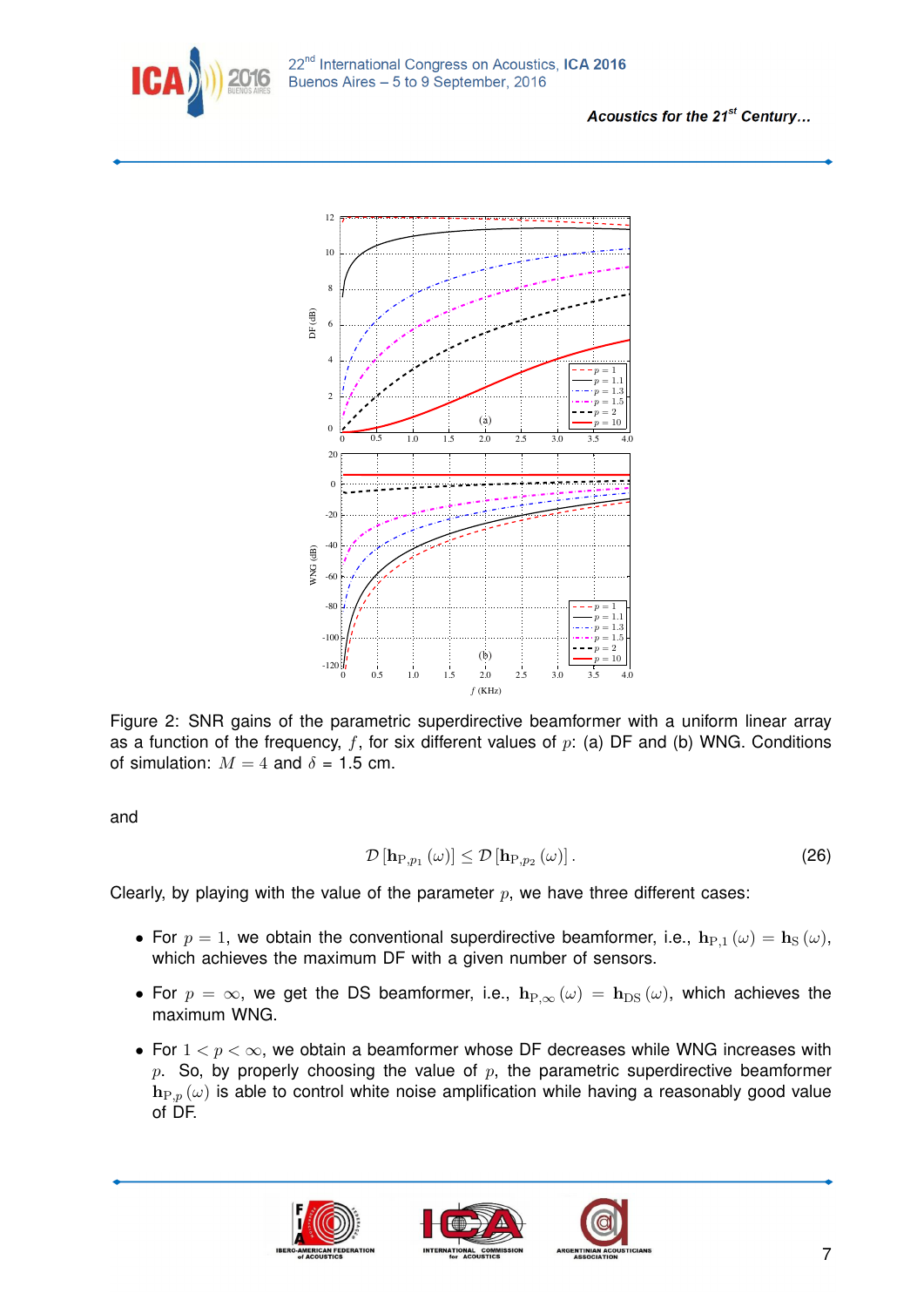Figure 2: SNR gains of the parametric superdirective beamformer with a uniform linear array as a function of the frequency, $f$, for six different values of $p$: (a) DF and (b) WNG. Conditions of simulation: $M = 4$ and $\delta$ = 1.5 cm.

and

$$\mathcal{D}\left[\mathbf{h}_{\mathrm{P},p_1}(\omega)\right] \leq \mathcal{D}\left[\mathbf{h}_{\mathrm{P},p_2}(\omega)\right]. \tag{26}$$

Clearly, by playing with the value of the parameter $p$, we have three different cases:

- For $p = 1$, we obtain the conventional superdirective beamformer, i.e., $\mathbf{h}_{\mathrm{P},1}(\omega) = \mathbf{h}_{\mathrm{S}}(\omega)$, which achieves the maximum DF with a given number of sensors.
- For $p = \infty$, we get the DS beamformer, i.e., $\mathbf{h}_{\mathrm{P},\infty}(\omega) = \mathbf{h}_{\mathrm{DS}}(\omega)$, which achieves the maximum WNG.
- For $1 < p < \infty$, we obtain a beamformer whose DF decreases while WNG increases with $p$. So, by properly choosing the value of $p$, the parametric superdirective beamformer $\mathbf{h}_{\mathrm{P},p}(\omega)$ is able to control white noise amplification while having a reasonably good value of DF.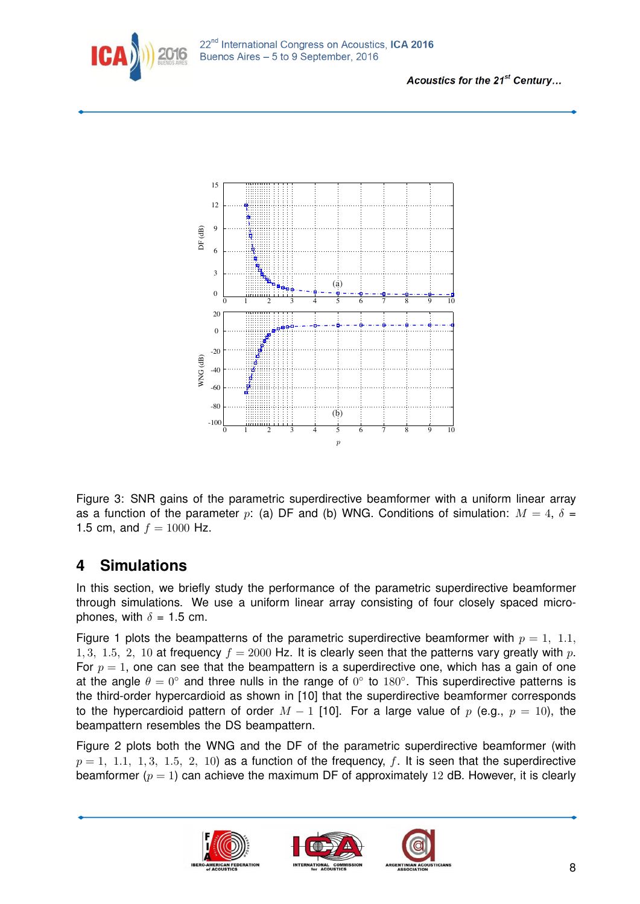Figure 3: SNR gains of the parametric superdirective beamformer with a uniform linear array as a function of the parameter $p$: (a) DF and (b) WNG. Conditions of simulation: $M = 4$, $\delta$ = 1.5 cm, and $f = 1000$ Hz.

## 4 Simulations

In this section, we briefly study the performance of the parametric superdirective beamformer through simulations. We use a uniform linear array consisting of four closely spaced microphones, with $\delta$ = 1.5 cm.

Figure 1 plots the beampatterns of the parametric superdirective beamformer with $p = 1,\ 1.1,\ 1,3,\ 1.5,\ 2,\ 10$ at frequency $f = 2000$ Hz. It is clearly seen that the patterns vary greatly with $p$. For $p = 1$, one can see that the beampattern is a superdirective one, which has a gain of one at the angle $\theta = 0^{\circ}$ and three nulls in the range of $0^{\circ}$ to $180^{\circ}$. This superdirective patterns is the third-order hypercardioid as shown in [10] that the superdirective beamformer corresponds to the hypercardioid pattern of order $M - 1$ [10]. For a large value of $p$ (e.g., $p = 10$), the beampattern resembles the DS beampattern.

Figure 2 plots both the WNG and the DF of the parametric superdirective beamformer (with $p = 1,\ 1.1,\ 1,3,\ 1.5,\ 2,\ 10$) as a function of the frequency, $f$. It is seen that the superdirective beamformer ($p = 1$) can achieve the maximum DF of approximately $12$ dB. However, it is clearly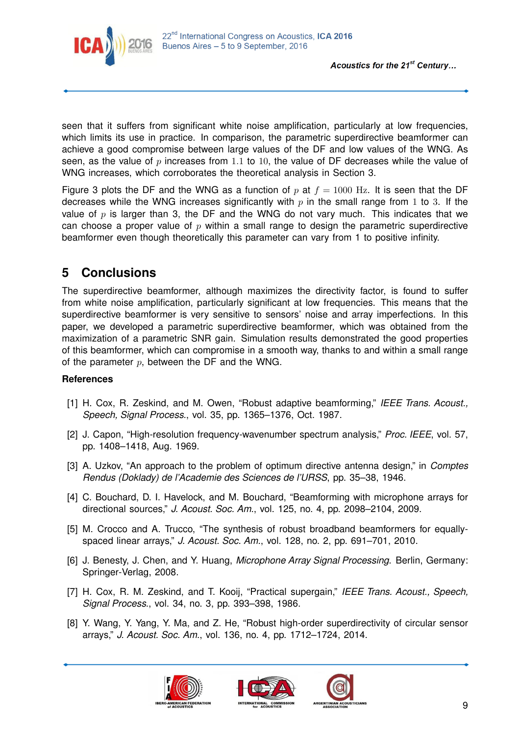seen that it suffers from significant white noise amplification, particularly at low frequencies, which limits its use in practice. In comparison, the parametric superdirective beamformer can achieve a good compromise between large values of the DF and low values of the WNG. As seen, as the value of $p$ increases from $1.1$ to $10$, the value of DF decreases while the value of WNG increases, which corroborates the theoretical analysis in Section 3.

Figure 3 plots the DF and the WNG as a function of $p$ at $f = 1000$ Hz. It is seen that the DF decreases while the WNG increases significantly with $p$ in the small range from $1$ to $3$. If the value of $p$ is larger than 3, the DF and the WNG do not vary much. This indicates that we can choose a proper value of $p$ within a small range to design the parametric superdirective beamformer even though theoretically this parameter can vary from 1 to positive infinity.

## 5 Conclusions

The superdirective beamformer, although maximizes the directivity factor, is found to suffer from white noise amplification, particularly significant at low frequencies. This means that the superdirective beamformer is very sensitive to sensors' noise and array imperfections. In this paper, we developed a parametric superdirective beamformer, which was obtained from the maximization of a parametric SNR gain. Simulation results demonstrated the good properties of this beamformer, which can compromise in a smooth way, thanks to and within a small range of the parameter $p$, between the DF and the WNG.

### References

[1] H. Cox, R. Zeskind, and M. Owen, "Robust adaptive beamforming," *IEEE Trans. Acoust., Speech, Signal Process.*, vol. 35, pp. 1365–1376, Oct. 1987.

[2] J. Capon, "High-resolution frequency-wavenumber spectrum analysis," *Proc. IEEE*, vol. 57, pp. 1408–1418, Aug. 1969.

[3] A. Uzkov, "An approach to the problem of optimum directive antenna design," in *Comptes Rendus (Doklady) de l'Academie des Sciences de l'URSS*, pp. 35–38, 1946.

[4] C. Bouchard, D. I. Havelock, and M. Bouchard, "Beamforming with microphone arrays for directional sources," *J. Acoust. Soc. Am.*, vol. 125, no. 4, pp. 2098–2104, 2009.

[5] M. Crocco and A. Trucco, "The synthesis of robust broadband beamformers for equally-spaced linear arrays," *J. Acoust. Soc. Am.*, vol. 128, no. 2, pp. 691–701, 2010.

[6] J. Benesty, J. Chen, and Y. Huang, *Microphone Array Signal Processing*. Berlin, Germany: Springer-Verlag, 2008.

[7] H. Cox, R. M. Zeskind, and T. Kooij, "Practical supergain," *IEEE Trans. Acoust., Speech, Signal Process.*, vol. 34, no. 3, pp. 393–398, 1986.

[8] Y. Wang, Y. Yang, Y. Ma, and Z. He, "Robust high-order superdirectivity of circular sensor arrays," *J. Acoust. Soc. Am.*, vol. 136, no. 4, pp. 1712–1724, 2014.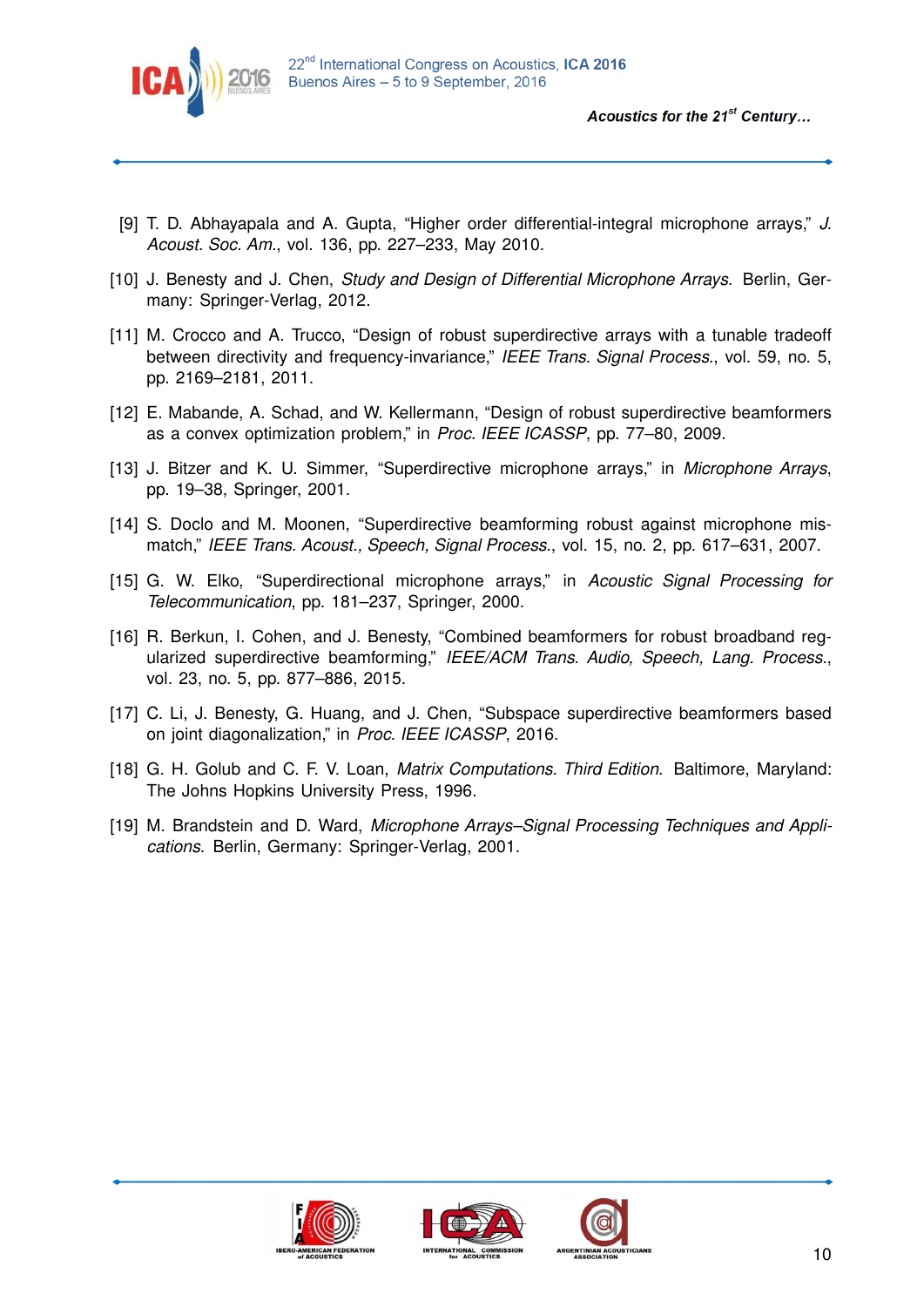[9] T. D. Abhayapala and A. Gupta, "Higher order differential-integral microphone arrays," *J. Acoust. Soc. Am.*, vol. 136, pp. 227–233, May 2010.

[10] J. Benesty and J. Chen, *Study and Design of Differential Microphone Arrays*. Berlin, Germany: Springer-Verlag, 2012.

[11] M. Crocco and A. Trucco, "Design of robust superdirective arrays with a tunable tradeoff between directivity and frequency-invariance," *IEEE Trans. Signal Process.*, vol. 59, no. 5, pp. 2169–2181, 2011.

[12] E. Mabande, A. Schad, and W. Kellermann, "Design of robust superdirective beamformers as a convex optimization problem," in *Proc. IEEE ICASSP*, pp. 77–80, 2009.

[13] J. Bitzer and K. U. Simmer, "Superdirective microphone arrays," in *Microphone Arrays*, pp. 19–38, Springer, 2001.

[14] S. Doclo and M. Moonen, "Superdirective beamforming robust against microphone mismatch," *IEEE Trans. Acoust., Speech, Signal Process.*, vol. 15, no. 2, pp. 617–631, 2007.

[15] G. W. Elko, "Superdirectional microphone arrays," in *Acoustic Signal Processing for Telecommunication*, pp. 181–237, Springer, 2000.

[16] R. Berkun, I. Cohen, and J. Benesty, "Combined beamformers for robust broadband regularized superdirective beamforming," *IEEE/ACM Trans. Audio, Speech, Lang. Process.*, vol. 23, no. 5, pp. 877–886, 2015.

[17] C. Li, J. Benesty, G. Huang, and J. Chen, "Subspace superdirective beamformers based on joint diagonalization," in *Proc. IEEE ICASSP*, 2016.

[18] G. H. Golub and C. F. V. Loan, *Matrix Computations. Third Edition*. Baltimore, Maryland: The Johns Hopkins University Press, 1996.

[19] M. Brandstein and D. Ward, *Microphone Arrays–Signal Processing Techniques and Applications*. Berlin, Germany: Springer-Verlag, 2001.